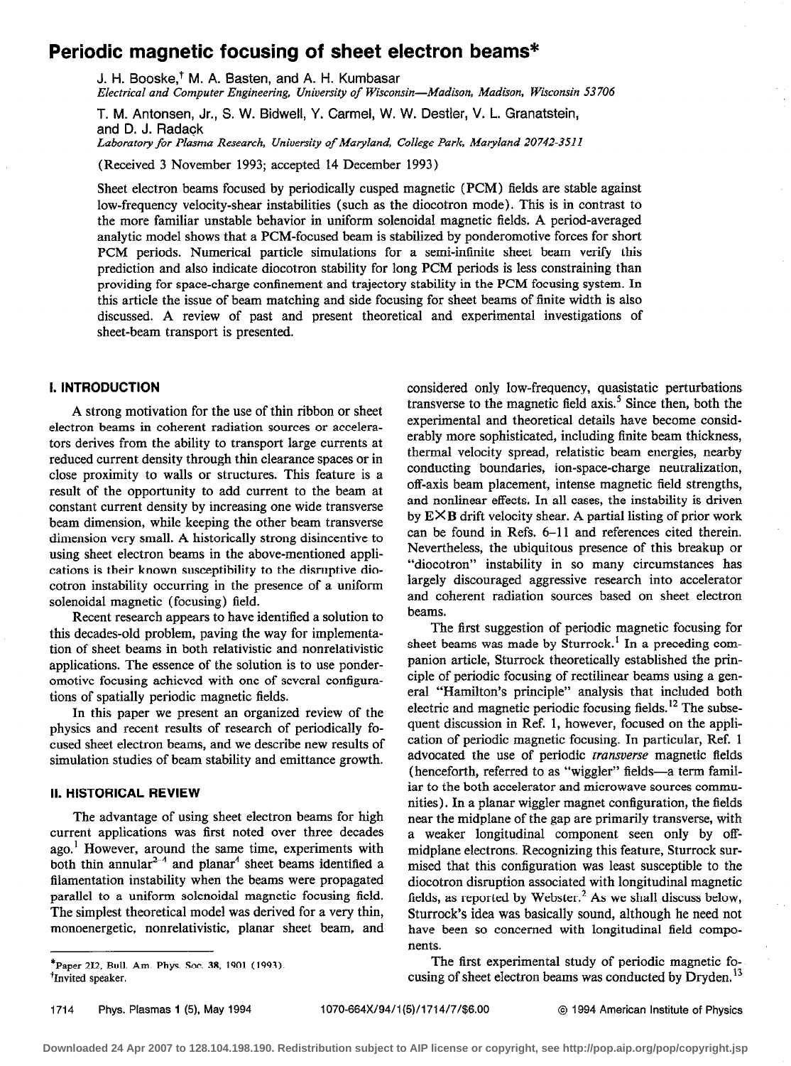# Periodic magnetic focusing of sheet electron beams*

J. H. Booske,† M. A. Basten, and A. H. Kumbasar
*Electrical and Computer Engineering, University of Wisconsin—Madison, Madison, Wisconsin 53706*

T. M. Antonsen, Jr., S. W. Bidwell, Y. Carmel, W. W. Destler, V. L. Granatstein, and D. J. Radack
*Laboratory for Plasma Research, University of Maryland, College Park, Maryland 20742-3511*

(Received 3 November 1993; accepted 14 December 1993)

Sheet electron beams focused by periodically cusped magnetic (PCM) fields are stable against low-frequency velocity-shear instabilities (such as the diocotron mode). This is in contrast to the more familiar unstable behavior in uniform solenoidal magnetic fields. A period-averaged analytic model shows that a PCM-focused beam is stabilized by ponderomotive forces for short PCM periods. Numerical particle simulations for a semi-infinite sheet beam verify this prediction and also indicate diocotron stability for long PCM periods is less constraining than providing for space-charge confinement and trajectory stability in the PCM focusing system. In this article the issue of beam matching and side focusing for sheet beams of finite width is also discussed. A review of past and present theoretical and experimental investigations of sheet-beam transport is presented.

## I. INTRODUCTION

A strong motivation for the use of thin ribbon or sheet electron beams in coherent radiation sources or accelerators derives from the ability to transport large currents at reduced current density through thin clearance spaces or in close proximity to walls or structures. This feature is a result of the opportunity to add current to the beam at constant current density by increasing one wide transverse beam dimension, while keeping the other beam transverse dimension very small. A historically strong disincentive to using sheet electron beams in the above-mentioned applications is their known susceptibility to the disruptive diocotron instability occurring in the presence of a uniform solenoidal magnetic (focusing) field.

Recent research appears to have identified a solution to this decades-old problem, paving the way for implementation of sheet beams in both relativistic and nonrelativistic applications. The essence of the solution is to use ponderomotive focusing achieved with one of several configurations of spatially periodic magnetic fields.

In this paper we present an organized review of the physics and recent results of research of periodically focused sheet electron beams, and we describe new results of simulation studies of beam stability and emittance growth.

## II. HISTORICAL REVIEW

The advantage of using sheet electron beams for high current applications was first noted over three decades ago.[1] However, around the same time, experiments with both thin annular[2-4] and planar[4] sheet beams identified a filamentation instability when the beams were propagated parallel to a uniform solenoidal magnetic focusing field. The simplest theoretical model was derived for a very thin, monoenergetic, nonrelativistic, planar sheet beam, and considered only low-frequency, quasistatic perturbations transverse to the magnetic field axis.[5] Since then, both the experimental and theoretical details have become considerably more sophisticated, including finite beam thickness, thermal velocity spread, relatistic beam energies, nearby conducting boundaries, ion-space-charge neutralization, off-axis beam placement, intense magnetic field strengths, and nonlinear effects. In all cases, the instability is driven by $\mathbf{E}\times\mathbf{B}$ drift velocity shear. A partial listing of prior work can be found in Refs. 6–11 and references cited therein. Nevertheless, the ubiquitous presence of this breakup or "diocotron" instability in so many circumstances has largely discouraged aggressive research into accelerator and coherent radiation sources based on sheet electron beams.

The first suggestion of periodic magnetic focusing for sheet beams was made by Sturrock.[1] In a preceding companion article, Sturrock theoretically established the principle of periodic focusing of rectilinear beams using a general "Hamilton's principle" analysis that included both electric and magnetic periodic focusing fields.[12] The subsequent discussion in Ref. 1, however, focused on the application of periodic magnetic focusing. In particular, Ref. 1 advocated the use of periodic *transverse* magnetic fields (henceforth, referred to as "wiggler" fields—a term familiar to the both accelerator and microwave sources communities). In a planar wiggler magnet configuration, the fields near the midplane of the gap are primarily transverse, with a weaker longitudinal component seen only by off-midplane electrons. Recognizing this feature, Sturrock surmised that this configuration was least susceptible to the diocotron disruption associated with longitudinal magnetic fields, as reported by Webster.[2] As we shall discuss below, Sturrock's idea was basically sound, although he need not have been so concerned with longitudinal field components.

The first experimental study of periodic magnetic focusing of sheet electron beams was conducted by Dryden.[13]

*Paper 2I2, Bull. Am. Phys. Soc. 38, 1901 (1993).
†Invited speaker.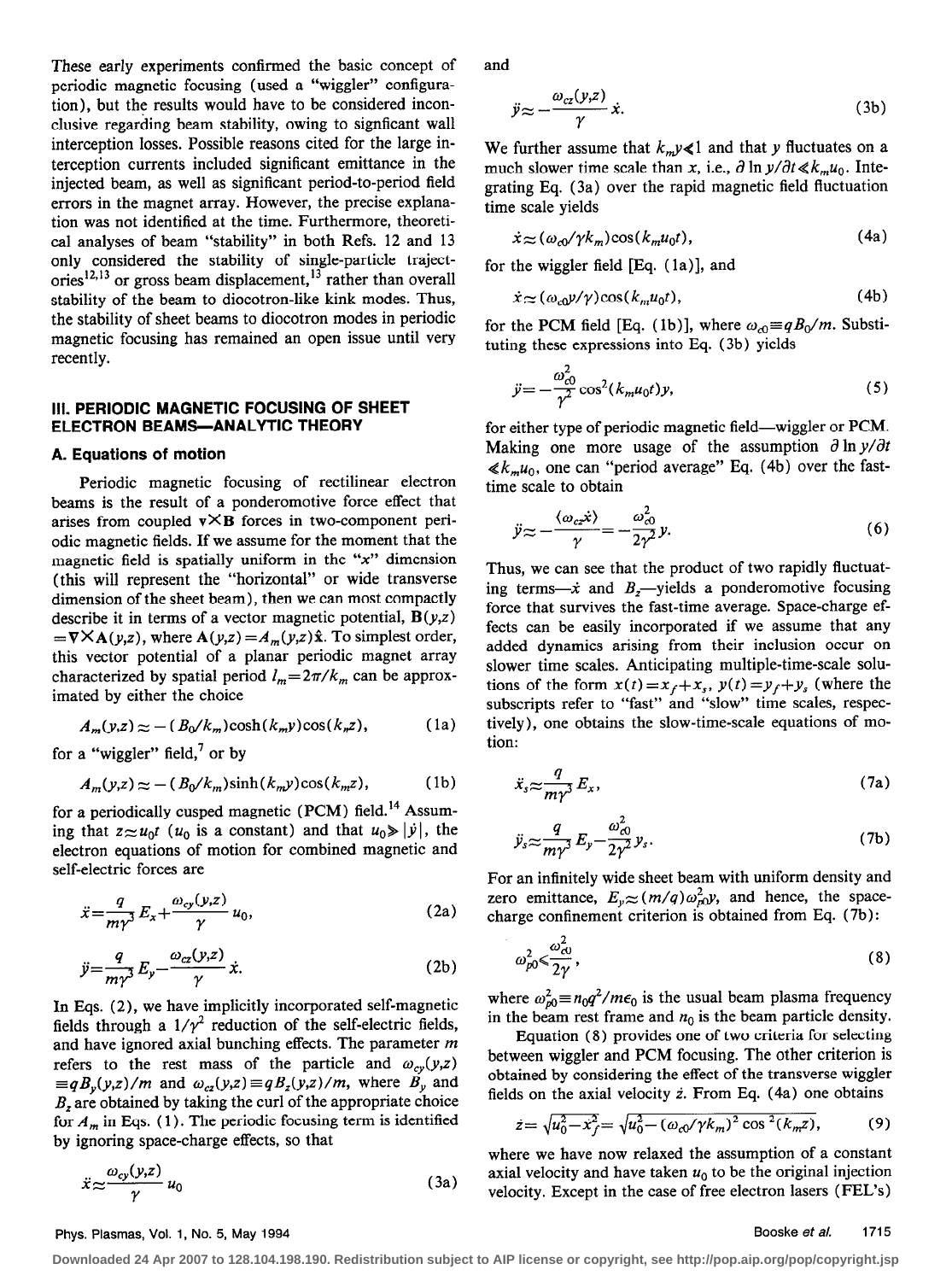These early experiments confirmed the basic concept of periodic magnetic focusing (used a "wiggler" configuration), but the results would have to be considered inconclusive regarding beam stability, owing to significant wall interception losses. Possible reasons cited for the large interception currents included significant emittance in the injected beam, as well as significant period-to-period field errors in the magnet array. However, the precise explanation was not identified at the time. Furthermore, theoretical analyses of beam "stability" in both Refs. 12 and 13 only considered the stability of single-particle trajectories[12,13] or gross beam displacement,[13] rather than overall stability of the beam to diocotron-like kink modes. Thus, the stability of sheet beams to diocotron modes in periodic magnetic focusing has remained an open issue until very recently.

## III. PERIODIC MAGNETIC FOCUSING OF SHEET ELECTRON BEAMS—ANALYTIC THEORY

### A. Equations of motion

Periodic magnetic focusing of rectilinear electron beams is the result of a ponderomotive force effect that arises from coupled $\mathbf{v}\times\mathbf{B}$ forces in two-component periodic magnetic fields. If we assume for the moment that the magnetic field is spatially uniform in the "$x$" dimension (this will represent the "horizontal" or wide transverse dimension of the sheet beam), then we can most compactly describe it in terms of a vector magnetic potential, $\mathbf{B}(y,z)=\nabla\times\mathbf{A}(y,z)$, where $\mathbf{A}(y,z)=A_m(y,z)\hat{\mathbf{x}}$. To simplest order, this vector potential of a planar periodic magnet array characterized by spatial period $l_m=2\pi/k_m$ can be approximated by either the choice

$$A_m(y,z)\approx-(B_0/k_m)\cosh(k_m y)\cos(k_m z), \tag{1a}$$

for a "wiggler" field,[7] or by

$$A_m(y,z)\approx-(B_0/k_m)\sinh(k_m y)\cos(k_m z), \tag{1b}$$

for a periodically cusped magnetic (PCM) field.[14] Assuming that $z\approx u_0 t$ ($u_0$ is a constant) and that $u_0\gg|\dot{y}|$, the electron equations of motion for combined magnetic and self-electric forces are

$$\ddot{x}=\frac{q}{m\gamma^3}E_x+\frac{\omega_{cy}(y,z)}{\gamma}u_0, \tag{2a}$$

$$\ddot{y}=\frac{q}{m\gamma^3}E_y-\frac{\omega_{cz}(y,z)}{\gamma}\dot{x}. \tag{2b}$$

In Eqs. (2), we have implicitly incorporated self-magnetic fields through a $1/\gamma^2$ reduction of the self-electric fields, and have ignored axial bunching effects. The parameter $m$ refers to the rest mass of the particle and $\omega_{cy}(y,z)\equiv qB_y(y,z)/m$ and $\omega_{cz}(y,z)\equiv qB_z(y,z)/m$, where $B_y$ and $B_z$ are obtained by taking the curl of the appropriate choice for $A_m$ in Eqs. (1). The periodic focusing term is identified by ignoring space-charge effects, so that

$$\ddot{x}\approx\frac{\omega_{cy}(y,z)}{\gamma}u_0 \tag{3a}$$

and

$$\ddot{y}\approx-\frac{\omega_{cz}(y,z)}{\gamma}\dot{x}. \tag{3b}$$

We further assume that $k_m y\ll 1$ and that $y$ fluctuates on a much slower time scale than $x$, i.e., $\partial\ln y/\partial t\ll k_m u_0$. Integrating Eq. (3a) over the rapid magnetic field fluctuation time scale yields

$$\dot{x}\approx(\omega_{c0}/\gamma k_m)\cos(k_m u_0 t), \tag{4a}$$

for the wiggler field [Eq. (1a)], and

$$\dot{x}\approx(\omega_{c0}y/\gamma)\cos(k_m u_0 t), \tag{4b}$$

for the PCM field [Eq. (1b)], where $\omega_{c0}\equiv qB_0/m$. Substituting these expressions into Eq. (3b) yields

$$\ddot{y}=-\frac{\omega_{c0}^2}{\gamma^2}\cos^2(k_m u_0 t)y, \tag{5}$$

for either type of periodic magnetic field—wiggler or PCM. Making one more usage of the assumption $\partial\ln y/\partial t\ll k_m u_0$, one can "period average" Eq. (4b) over the fast-time scale to obtain

$$\ddot{y}\approx-\frac{\langle\omega_{cz}\dot{x}\rangle}{\gamma}=-\frac{\omega_{c0}^2}{2\gamma^2}y. \tag{6}$$

Thus, we can see that the product of two rapidly fluctuating terms—$\dot{x}$ and $B_z$—yields a ponderomotive focusing force that survives the fast-time average. Space-charge effects can be easily incorporated if we assume that any added dynamics arising from their inclusion occur on slower time scales. Anticipating multiple-time-scale solutions of the form $x(t)=x_f+x_s$, $y(t)=y_f+y_s$ (where the subscripts refer to "fast" and "slow" time scales, respectively), one obtains the slow-time-scale equations of motion:

$$\ddot{x}_s\approx\frac{q}{m\gamma^3}E_x, \tag{7a}$$

$$\ddot{y}_s\approx\frac{q}{m\gamma^3}E_y-\frac{\omega_{c0}^2}{2\gamma^2}y_s. \tag{7b}$$

For an infinitely wide sheet beam with uniform density and zero emittance, $E_y\approx(m/q)\omega_{p0}^2 y$, and hence, the space-charge confinement criterion is obtained from Eq. (7b):

$$\omega_{p0}^2\leqslant\frac{\omega_{c0}^2}{2\gamma}, \tag{8}$$

where $\omega_{p0}^2\equiv n_0 q^2/m\epsilon_0$ is the usual beam plasma frequency in the beam rest frame and $n_0$ is the beam particle density.

Equation (8) provides one of two criteria for selecting between wiggler and PCM focusing. The other criterion is obtained by considering the effect of the transverse wiggler fields on the axial velocity $\dot{z}$. From Eq. (4a) one obtains

$$\dot{z}=\sqrt{u_0^2-\dot{x}_f^2}=\sqrt{u_0^2-(\omega_{c0}/\gamma k_m)^2\cos^2(k_m z)}, \tag{9}$$

where we have now relaxed the assumption of a constant axial velocity and have taken $u_0$ to be the original injection velocity. Except in the case of free electron lasers (FEL's)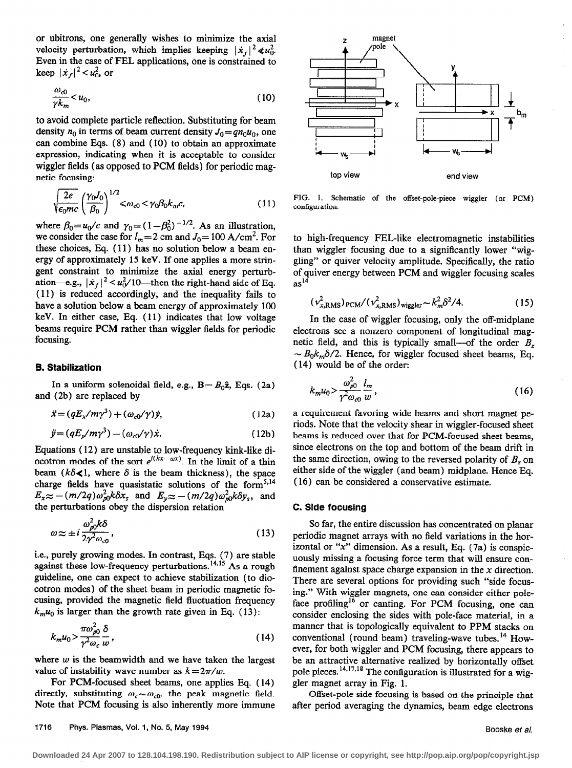or ubitrons, one generally wishes to minimize the axial velocity perturbation, which implies keeping $|\dot{x}_f|^2 \ll u_0^2$. Even in the case of FEL applications, one is constrained to keep $|\dot{x}_f|^2 < u_0^2$, or

$$\frac{\omega_{c0}}{\gamma k_m} < u_0, \tag{10}$$

to avoid complete particle reflection. Substituting for beam density $n_0$ in terms of beam current density $J_0 = qn_0u_0$, one can combine Eqs. (8) and (10) to obtain an approximate expression, indicating when it is acceptable to consider wiggler fields (as opposed to PCM fields) for periodic magnetic focusing:

$$\sqrt{\frac{2e}{\epsilon_0 mc}} \left(\frac{\gamma_0 J_0}{\beta_0}\right)^{1/2} < \omega_{c0} < \gamma_0 \beta_0 k_m c, \tag{11}$$

where $\beta_0 = u_0/c$ and $\gamma_0 = (1-\beta_0^2)^{-1/2}$. As an illustration, we consider the case for $l_m = 2$ cm and $J_0 = 100$ A/cm$^2$. For these choices, Eq. (11) has no solution below a beam energy of approximately 15 keV. If one applies a more stringent constraint to minimize the axial energy perturbation—e.g., $|\dot{x}_f|^2 < u_0^2/10$—then the right-hand side of Eq. (11) is reduced accordingly, and the inequality fails to have a solution below a beam energy of approximately 100 keV. In either case, Eq. (11) indicates that low voltage beams require PCM rather than wiggler fields for periodic focusing.

### B. Stabilization

In a uniform solenoidal field, e.g., $\mathbf{B} = B_0\hat{\mathbf{z}}$, Eqs. (2a) and (2b) are replaced by

$$\ddot{x} = (qE_x/m\gamma^3) + (\omega_{c0}/\gamma)\dot{y}, \tag{12a}$$

$$\ddot{y} = (qE_y/m\gamma^3) - (\omega_{c0}/\gamma)\dot{x}. \tag{12b}$$

Equations (12) are unstable to low-frequency kink-like diocotron modes of the sort $e^{i(kx-\omega x)}$. In the limit of a thin beam ($k\delta \ll 1$, where $\delta$ is the beam thickness), the space charge fields have quasistatic solutions of the form[5,14] $E_x \approx -(m/2q)\omega_{p0}^2 k\delta x_s$ and $E_y \approx -(m/2q)\omega_{p0}^2 k\delta y_s$, and the perturbations obey the dispersion relation

$$\omega \approx \pm i \frac{\omega_{p0}^2 k\delta}{2\gamma^2 \omega_{c0}}, \tag{13}$$

i.e., purely growing modes. In contrast, Eqs. (7) are stable against these low-frequency perturbations.[14,15] As a rough guideline, one can expect to achieve stabilization (to diocotron modes) of the sheet beam in periodic magnetic focusing, provided the magnetic field fluctuation frequency $k_m u_0$ is larger than the growth rate given in Eq. (13):

$$k_m u_0 > \frac{\pi \omega_{p0}^2}{\gamma^2 \omega_c} \frac{\delta}{w}, \tag{14}$$

where $w$ is the beamwidth and we have taken the largest value of instability wave number as $k = 2\pi/w$.

For PCM-focused sheet beams, one applies Eq. (14) directly, substituting $\omega_c \sim \omega_{c0}$, the peak magnetic field. Note that PCM focusing is also inherently more immune to high-frequency FEL-like electromagnetic instabilities than wiggler focusing due to a significantly lower "wiggling" or quiver velocity amplitude. Specifically, the ratio of quiver energy between PCM and wiggler focusing scales as[14]

$$(v_{x,\mathrm{RMS}}^2)_{\mathrm{PCM}}/(v_{x,\mathrm{RMS}}^2)_{\mathrm{wiggler}} \sim k_m^2 \delta^2/4. \tag{15}$$

In the case of wiggler focusing, only the off-midplane electrons see a nonzero component of longitudinal magnetic field, and this is typically small—of the order $B_z \sim B_0 k_m \delta/2$. Hence, for wiggler focused sheet beams, Eq. (14) would be of the order:

$$k_m u_0 > \frac{\omega_{p0}^2}{\gamma^2 \omega_{c0}} \frac{l_m}{w}, \tag{16}$$

a requirement favoring wide beams and short magnet periods. Note that the velocity shear in wiggler-focused sheet beams is reduced over that for PCM-focused sheet beams, since electrons on the top and bottom of the beam drift in the same direction, owing to the reversed polarity of $B_z$ on either side of the wiggler (and beam) midplane. Hence Eq. (16) can be considered a conservative estimate.

### C. Side focusing

So far, the entire discussion has concentrated on planar periodic magnet arrays with no field variations in the horizontal or "$x$" dimension. As a result, Eq. (7a) is conspicuously missing a focusing force term that will ensure confinement against space charge expansion in the $x$ direction. There are several options for providing such "side focusing." With wiggler magnets, one can consider either pole-face profiling[16] or canting. For PCM focusing, one can consider enclosing the sides with pole-face material, in a manner that is topologically equivalent to PPM stacks on conventional (round beam) traveling-wave tubes.[14] However, for both wiggler and PCM focusing, there appears to be an attractive alternative realized by horizontally offset pole pieces.[14,17,18] The configuration is illustrated for a wiggler magnet array in Fig. 1.

Offset-pole side focusing is based on the principle that after period averaging the dynamics, beam edge electrons

FIG. 1. Schematic of the offset-pole-piece wiggler (or PCM) configuration.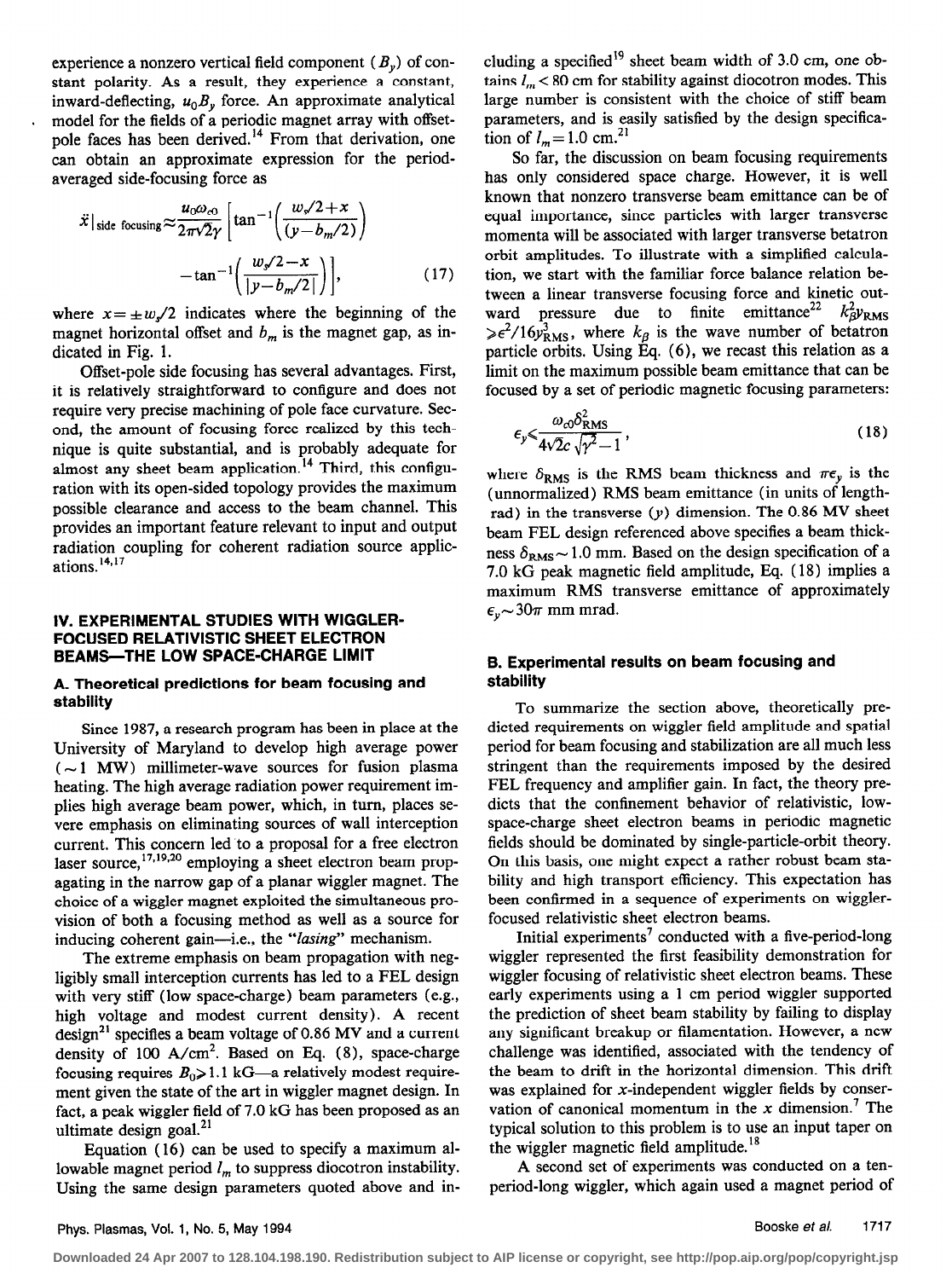experience a nonzero vertical field component ($B_y$) of constant polarity. As a result, they experience a constant, inward-deflecting, $u_0 B_y$ force. An approximate analytical model for the fields of a periodic magnet array with offset-pole faces has been derived.[14] From that derivation, one can obtain an approximate expression for the period-averaged side-focusing force as

$$\ddot{x}|_{\text{side focusing}} \approx \frac{u_0 \omega_{c0}}{2\pi\sqrt{2}\gamma} \left[ \tan^{-1}\left( \frac{w_s/2 + x}{(y - b_m/2)} \right) - \tan^{-1}\left( \frac{w_s/2 - x}{|y - b_m/2|} \right) \right], \quad (17)$$

where $x = \pm w_s/2$ indicates where the beginning of the magnet horizontal offset and $b_m$ is the magnet gap, as indicated in Fig. 1.

Offset-pole side focusing has several advantages. First, it is relatively straightforward to configure and does not require very precise machining of pole face curvature. Second, the amount of focusing force realized by this technique is quite substantial, and is probably adequate for almost any sheet beam application.[14] Third, this configuration with its open-sided topology provides the maximum possible clearance and access to the beam channel. This provides an important feature relevant to input and output radiation coupling for coherent radiation source applications.[14,17]

## IV. EXPERIMENTAL STUDIES WITH WIGGLER-FOCUSED RELATIVISTIC SHEET ELECTRON BEAMS—THE LOW SPACE-CHARGE LIMIT

### A. Theoretical predictions for beam focusing and stability

Since 1987, a research program has been in place at the University of Maryland to develop high average power (~1 MW) millimeter-wave sources for fusion plasma heating. The high average radiation power requirement implies high average beam power, which, in turn, places severe emphasis on eliminating sources of wall interception current. This concern led to a proposal for a free electron laser source,[17,19,20] employing a sheet electron beam propagating in the narrow gap of a planar wiggler magnet. The choice of a wiggler magnet exploited the simultaneous provision of both a focusing method as well as a source for inducing coherent gain—i.e., the "*lasing*" mechanism.

The extreme emphasis on beam propagation with negligibly small interception currents has led to a FEL design with very stiff (low space-charge) beam parameters (e.g., high voltage and modest current density). A recent design[21] specifies a beam voltage of 0.86 MV and a current density of 100 A/cm$^2$. Based on Eq. (8), space-charge focusing requires $B_0 \geq 1.1$ kG—a relatively modest requirement given the state of the art in wiggler magnet design. In fact, a peak wiggler field of 7.0 kG has been proposed as an ultimate design goal.[21]

Equation (16) can be used to specify a maximum allowable magnet period $l_m$ to suppress diocotron instability. Using the same design parameters quoted above and including a specified[19] sheet beam width of 3.0 cm, one obtains $l_m < 80$ cm for stability against diocotron modes. This large number is consistent with the choice of stiff beam parameters, and is easily satisfied by the design specification of $l_m = 1.0$ cm.[21]

So far, the discussion on beam focusing requirements has only considered space charge. However, it is well known that nonzero transverse beam emittance can be of equal importance, since particles with larger transverse momenta will be associated with larger transverse betatron orbit amplitudes. To illustrate with a simplified calculation, we start with the familiar force balance relation between a linear transverse focusing force and kinetic outward pressure due to finite emittance[22] $k_\beta^2 y_{\text{RMS}} \geq \epsilon^2/16 y_{\text{RMS}}^3$, where $k_\beta$ is the wave number of betatron particle orbits. Using Eq. (6), we recast this relation as a limit on the maximum possible beam emittance that can be focused by a set of periodic magnetic focusing parameters:

$$\epsilon_y \leq \frac{\omega_{c0} \delta_{\text{RMS}}^2}{4\sqrt{2} c \sqrt{\gamma^2 - 1}}, \quad (18)$$

where $\delta_{\text{RMS}}$ is the RMS beam thickness and $\pi\epsilon_y$ is the (unnormalized) RMS beam emittance (in units of length-rad) in the transverse ($y$) dimension. The 0.86 MV sheet beam FEL design referenced above specifies a beam thickness $\delta_{\text{RMS}} \sim 1.0$ mm. Based on the design specification of a 7.0 kG peak magnetic field amplitude, Eq. (18) implies a maximum RMS transverse emittance of approximately $\epsilon_y \sim 30\pi$ mm mrad.

### B. Experimental results on beam focusing and stability

To summarize the section above, theoretically predicted requirements on wiggler field amplitude and spatial period for beam focusing and stabilization are all much less stringent than the requirements imposed by the desired FEL frequency and amplifier gain. In fact, the theory predicts that the confinement behavior of relativistic, low-space-charge sheet electron beams in periodic magnetic fields should be dominated by single-particle-orbit theory. On this basis, one might expect a rather robust beam stability and high transport efficiency. This expectation has been confirmed in a sequence of experiments on wiggler-focused relativistic sheet electron beams.

Initial experiments[7] conducted with a five-period-long wiggler represented the first feasibility demonstration for wiggler focusing of relativistic sheet electron beams. These early experiments using a 1 cm period wiggler supported the prediction of sheet beam stability by failing to display any significant breakup or filamentation. However, a new challenge was identified, associated with the tendency of the beam to drift in the horizontal dimension. This drift was explained for $x$-independent wiggler fields by conservation of canonical momentum in the $x$ dimension.[7] The typical solution to this problem is to use an input taper on the wiggler magnetic field amplitude.[18]

A second set of experiments was conducted on a ten-period-long wiggler, which again used a magnet period of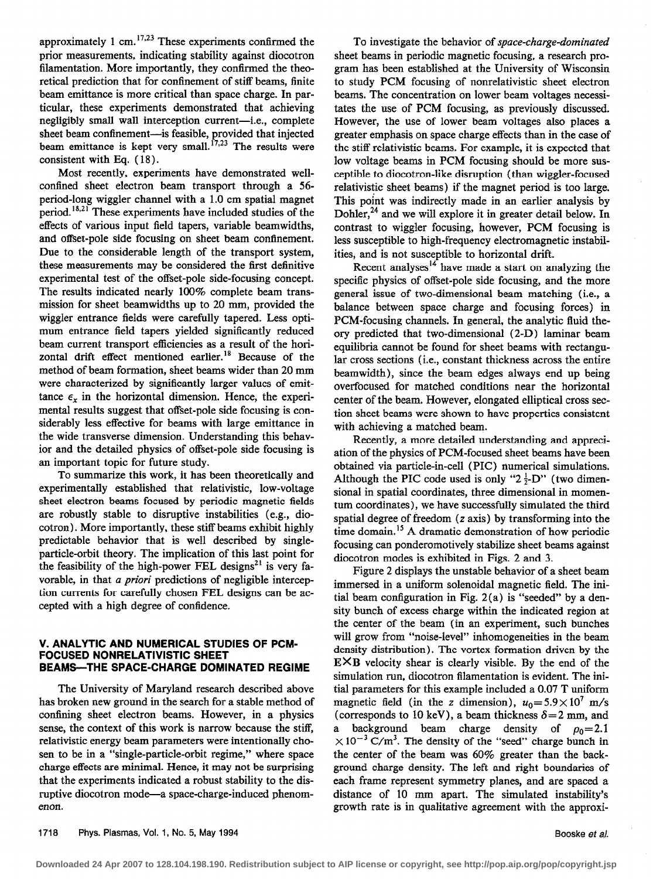approximately 1 cm.[17,23] These experiments confirmed the prior measurements, indicating stability against diocotron filamentation. More importantly, they confirmed the theoretical prediction that for confinement of stiff beams, finite beam emittance is more critical than space charge. In particular, these experiments demonstrated that achieving negligibly small wall interception current—i.e., complete sheet beam confinement—is feasible, provided that injected beam emittance is kept very small.[17,23] The results were consistent with Eq. (18).

Most recently, experiments have demonstrated well-confined sheet electron beam transport through a 56-period-long wiggler channel with a 1.0 cm spatial magnet period.[18,21] These experiments have included studies of the effects of various input field tapers, variable beamwidths, and offset-pole side focusing on sheet beam confinement. Due to the considerable length of the transport system, these measurements may be considered the first definitive experimental test of the offset-pole side-focusing concept. The results indicated nearly 100% complete beam transmission for sheet beamwidths up to 20 mm, provided the wiggler entrance fields were carefully tapered. Less optimum entrance field tapers yielded significantly reduced beam current transport efficiencies as a result of the horizontal drift effect mentioned earlier.[18] Because of the method of beam formation, sheet beams wider than 20 mm were characterized by significantly larger values of emittance $\epsilon_x$ in the horizontal dimension. Hence, the experimental results suggest that offset-pole side focusing is considerably less effective for beams with large emittance in the wide transverse dimension. Understanding this behavior and the detailed physics of offset-pole side focusing is an important topic for future study.

To summarize this work, it has been theoretically and experimentally established that relativistic, low-voltage sheet electron beams focused by periodic magnetic fields are robustly stable to disruptive instabilities (e.g., diocotron). More importantly, these stiff beams exhibit highly predictable behavior that is well described by single-particle-orbit theory. The implication of this last point for the feasibility of the high-power FEL designs[21] is very favorable, in that *a priori* predictions of negligible interception currents for carefully chosen FEL designs can be accepted with a high degree of confidence.

## V. ANALYTIC AND NUMERICAL STUDIES OF PCM-FOCUSED NONRELATIVISTIC SHEET BEAMS—THE SPACE-CHARGE DOMINATED REGIME

The University of Maryland research described above has broken new ground in the search for a stable method of confining sheet electron beams. However, in a physics sense, the context of this work is narrow because the stiff, relativistic energy beam parameters were intentionally chosen to be in a "single-particle-orbit regime," where space charge effects are minimal. Hence, it may not be surprising that the experiments indicated a robust stability to the disruptive diocotron mode—a space-charge-induced phenomenon.

To investigate the behavior of *space-charge-dominated* sheet beams in periodic magnetic focusing, a research program has been established at the University of Wisconsin to study PCM focusing of nonrelativistic sheet electron beams. The concentration on lower beam voltages necessitates the use of PCM focusing, as previously discussed. However, the use of lower beam voltages also places a greater emphasis on space charge effects than in the case of the stiff relativistic beams. For example, it is expected that low voltage beams in PCM focusing should be more susceptible to diocotron-like disruption (than wiggler-focused relativistic sheet beams) if the magnet period is too large. This point was indirectly made in an earlier analysis by Dohler,[24] and we will explore it in greater detail below. In contrast to wiggler focusing, however, PCM focusing is less susceptible to high-frequency electromagnetic instabilities, and is not susceptible to horizontal drift.

Recent analyses[14] have made a start on analyzing the specific physics of offset-pole side focusing, and the more general issue of two-dimensional beam matching (i.e., a balance between space charge and focusing forces) in PCM-focusing channels. In general, the analytic fluid theory predicted that two-dimensional (2-D) laminar beam equilibria cannot be found for sheet beams with rectangular cross sections (i.e., constant thickness across the entire beamwidth), since the beam edges always end up being overfocused for matched conditions near the horizontal center of the beam. However, elongated elliptical cross section sheet beams were shown to have properties consistent with achieving a matched beam.

Recently, a more detailed understanding and appreciation of the physics of PCM-focused sheet beams have been obtained via particle-in-cell (PIC) numerical simulations. Although the PIC code used is only "$2\frac{1}{2}$-D" (two dimensional in spatial coordinates, three dimensional in momentum coordinates), we have successfully simulated the third spatial degree of freedom ($z$ axis) by transforming into the time domain.[15] A dramatic demonstration of how periodic focusing can ponderomotively stabilize sheet beams against diocotron modes is exhibited in Figs. 2 and 3.

Figure 2 displays the unstable behavior of a sheet beam immersed in a uniform solenoidal magnetic field. The initial beam configuration in Fig. 2(a) is "seeded" by a density bunch of excess charge within the indicated region at the center of the beam (in an experiment, such bunches will grow from "noise-level" inhomogeneities in the beam density distribution). The vortex formation driven by the $\mathbf{E}\times\mathbf{B}$ velocity shear is clearly visible. By the end of the simulation run, diocotron filamentation is evident. The initial parameters for this example included a 0.07 T uniform magnetic field (in the $z$ dimension), $u_0=5.9\times10^7$ m/s (corresponds to 10 keV), a beam thickness $\delta=2$ mm, and a background beam charge density of $\rho_0=2.1\times10^{-3}$ C/m$^3$. The density of the "seed" charge bunch in the center of the beam was 60% greater than the background charge density. The left and right boundaries of each frame represent symmetry planes, and are spaced a distance of 10 mm apart. The simulated instability's growth rate is in qualitative agreement with the approxi-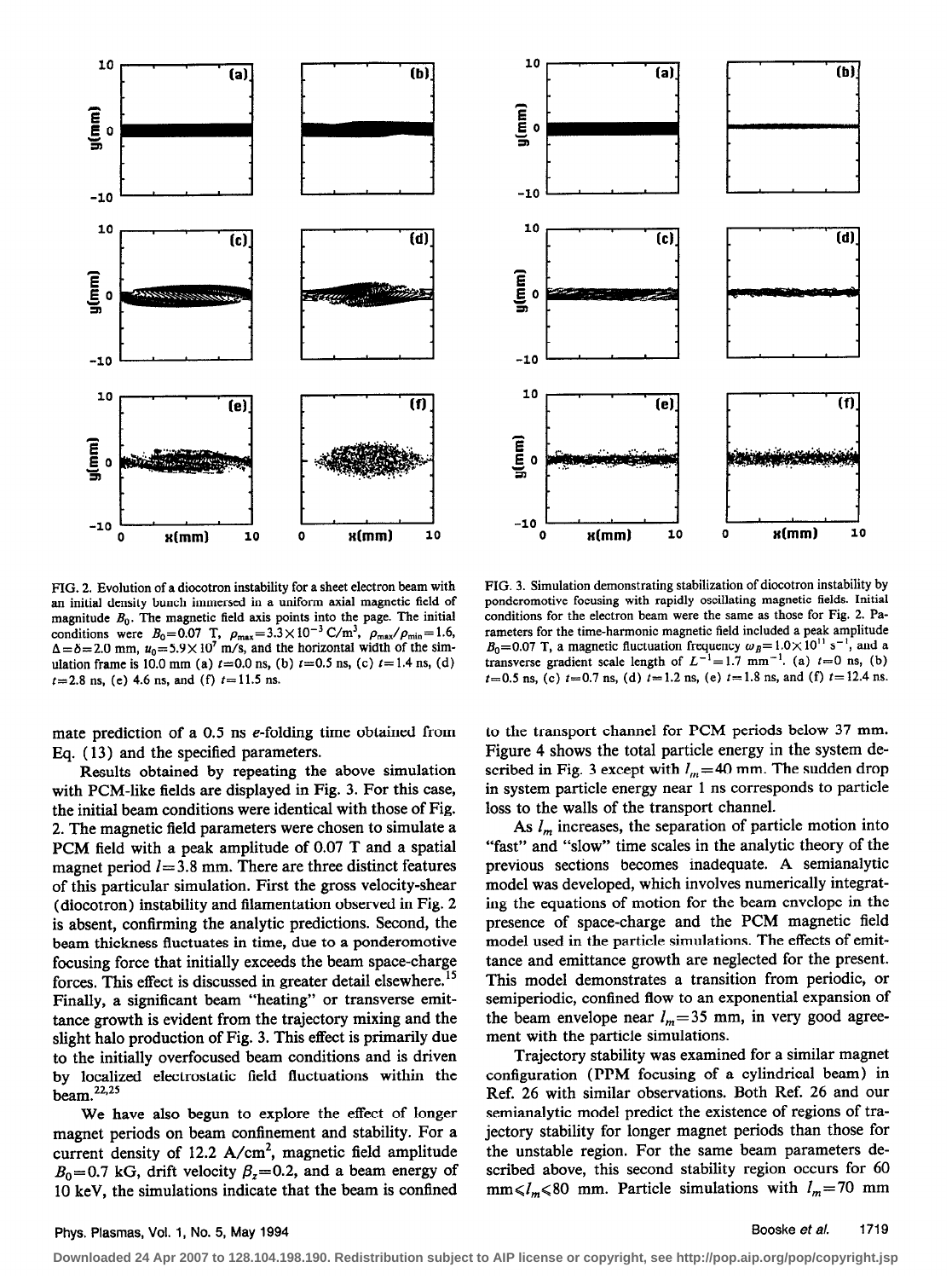FIG. 2. Evolution of a diocotron instability for a sheet electron beam with an initial density bunch immersed in a uniform axial magnetic field of magnitude $B_0$. The magnetic field axis points into the page. The initial conditions were $B_0=0.07$ T, $\rho_{max}=3.3\times10^{-3}$ C/m$^3$, $\rho_{max}/\rho_{min}=1.6$, $\Delta=\delta=2.0$ mm, $u_0=5.9\times10^7$ m/s, and the horizontal width of the simulation frame is 10.0 mm (a) $t=0.0$ ns, (b) $t=0.5$ ns, (c) $t=1.4$ ns, (d) $t=2.8$ ns, (e) 4.6 ns, and (f) $t=11.5$ ns.

FIG. 3. Simulation demonstrating stabilization of diocotron instability by ponderomotive focusing with rapidly oscillating magnetic fields. Initial conditions for the electron beam were the same as those for Fig. 2. Parameters for the time-harmonic magnetic field included a peak amplitude $B_0=0.07$ T, a magnetic fluctuation frequency $\omega_B=1.0\times10^{11}$ s$^{-1}$, and a transverse gradient scale length of $L^{-1}=1.7$ mm$^{-1}$. (a) $t=0$ ns, (b) $t=0.5$ ns, (c) $t=0.7$ ns, (d) $t=1.2$ ns, (e) $t=1.8$ ns, and (f) $t=12.4$ ns.

mate prediction of a 0.5 ns $e$-folding time obtained from Eq. (13) and the specified parameters.

Results obtained by repeating the above simulation with PCM-like fields are displayed in Fig. 3. For this case, the initial beam conditions were identical with those of Fig. 2. The magnetic field parameters were chosen to simulate a PCM field with a peak amplitude of 0.07 T and a spatial magnet period $l=3.8$ mm. There are three distinct features of this particular simulation. First the gross velocity-shear (diocotron) instability and filamentation observed in Fig. 2 is absent, confirming the analytic predictions. Second, the beam thickness fluctuates in time, due to a ponderomotive focusing force that initially exceeds the beam space-charge forces. This effect is discussed in greater detail elsewhere.[15] Finally, a significant beam "heating" or transverse emittance growth is evident from the trajectory mixing and the slight halo production of Fig. 3. This effect is primarily due to the initially overfocused beam conditions and is driven by localized electrostatic field fluctuations within the beam.[22,25]

We have also begun to explore the effect of longer magnet periods on beam confinement and stability. For a current density of 12.2 A/cm$^2$, magnetic field amplitude $B_0=0.7$ kG, drift velocity $\beta_z=0.2$, and a beam energy of 10 keV, the simulations indicate that the beam is confined to the transport channel for PCM periods below 37 mm. Figure 4 shows the total particle energy in the system described in Fig. 3 except with $l_m=40$ mm. The sudden drop in system particle energy near 1 ns corresponds to particle loss to the walls of the transport channel.

As $l_m$ increases, the separation of particle motion into "fast" and "slow" time scales in the analytic theory of the previous sections becomes inadequate. A semianalytic model was developed, which involves numerically integrating the equations of motion for the beam envelope in the presence of space-charge and the PCM magnetic field model used in the particle simulations. The effects of emittance and emittance growth are neglected for the present. This model demonstrates a transition from periodic, or semiperiodic, confined flow to an exponential expansion of the beam envelope near $l_m=35$ mm, in very good agreement with the particle simulations.

Trajectory stability was examined for a similar magnet configuration (PPM focusing of a cylindrical beam) in Ref. 26 with similar observations. Both Ref. 26 and our semianalytic model predict the existence of regions of trajectory stability for longer magnet periods than those for the unstable region. For the same beam parameters described above, this second stability region occurs for 60 mm$\leqslant l_m \leqslant$80 mm. Particle simulations with $l_m=70$ mm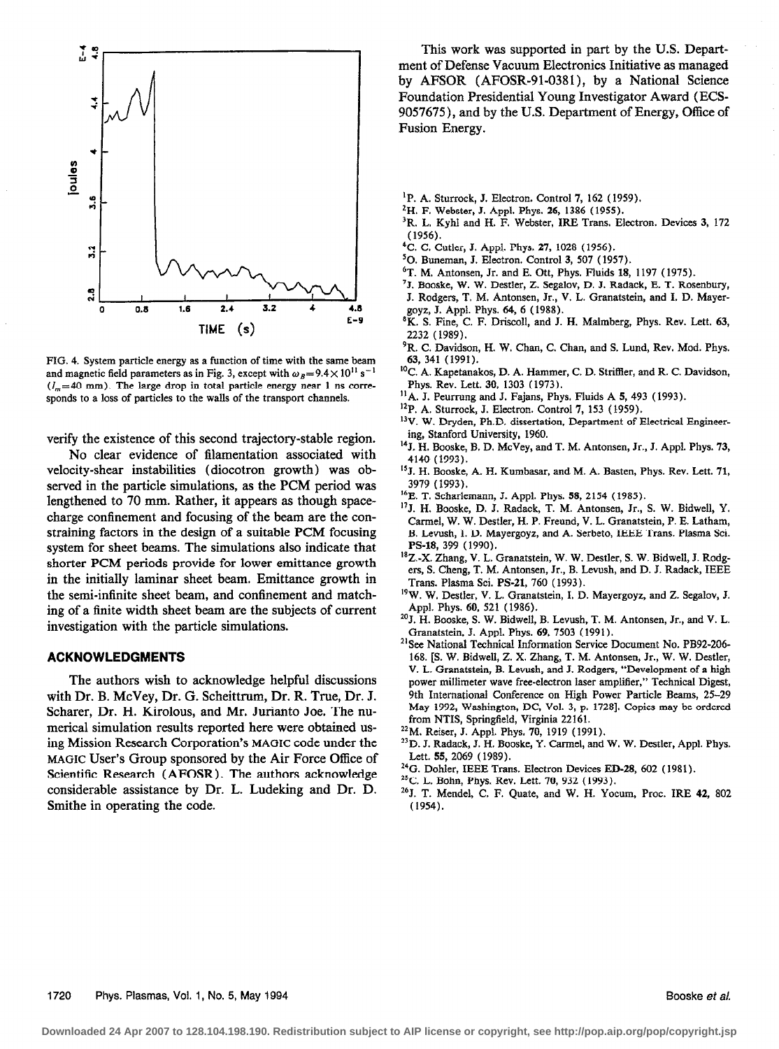E-4
4.8
4.4
4
3.6
3.2
2.8
Joules
0
0.8
1.6
2.4
3.2
4
4.8
E-9
TIME (s)

FIG. 4. System particle energy as a function of time with the same beam and magnetic field parameters as in Fig. 3, except with $\omega_B = 9.4 \times 10^{11}$ s$^{-1}$ ($l_m = 40$ mm). The large drop in total particle energy near 1 ns corresponds to a loss of particles to the walls of the transport channels.

verify the existence of this second trajectory-stable region.

No clear evidence of filamentation associated with velocity-shear instabilities (diocotron growth) was observed in the particle simulations, as the PCM period was lengthened to 70 mm. Rather, it appears as though space-charge confinement and focusing of the beam are the constraining factors in the design of a suitable PCM focusing system for sheet beams. The simulations also indicate that shorter PCM periods provide for lower emittance growth in the initially laminar sheet beam. Emittance growth in the semi-infinite sheet beam, and confinement and matching of a finite width sheet beam are the subjects of current investigation with the particle simulations.

## ACKNOWLEDGMENTS

The authors wish to acknowledge helpful discussions with Dr. B. McVey, Dr. G. Scheittrum, Dr. R. True, Dr. J. Scharer, Dr. H. Kirolous, and Mr. Jurianto Joe. The numerical simulation results reported here were obtained using Mission Research Corporation's MAGIC code under the MAGIC User's Group sponsored by the Air Force Office of Scientific Research (AFOSR). The authors acknowledge considerable assistance by Dr. L. Ludeking and Dr. D. Smithe in operating the code.

This work was supported in part by the U.S. Department of Defense Vacuum Electronics Initiative as managed by AFSOR (AFOSR-91-0381), by a National Science Foundation Presidential Young Investigator Award (ECS-9057675), and by the U.S. Department of Energy, Office of Fusion Energy.

[1] P. A. Sturrock, J. Electron. Control 7, 162 (1959).
[2] H. F. Webster, J. Appl. Phys. 26, 1386 (1955).
[3] R. L. Kyhl and H. F. Webster, IRE Trans. Electron. Devices 3, 172 (1956).
[4] C. C. Cutler, J. Appl. Phys. 27, 1028 (1956).
[5] O. Buneman, J. Electron. Control 3, 507 (1957).
[6] T. M. Antonsen, Jr. and E. Ott, Phys. Fluids 18, 1197 (1975).
[7] J. Booske, W. W. Destler, Z. Segalov, D. J. Radack, E. T. Rosenbury, J. Rodgers, T. M. Antonsen, Jr., V. L. Granatstein, and I. D. Mayergoyz, J. Appl. Phys. 64, 6 (1988).
[8] K. S. Fine, C. F. Driscoll, and J. H. Malmberg, Phys. Rev. Lett. 63, 2232 (1989).
[9] R. C. Davidson, H. W. Chan, C. Chan, and S. Lund, Rev. Mod. Phys. 63, 341 (1991).
[10] C. A. Kapetanakos, D. A. Hammer, C. D. Striffler, and R. C. Davidson, Phys. Rev. Lett. 30, 1303 (1973).
[11] A. J. Peurrung and J. Fajans, Phys. Fluids A 5, 493 (1993).
[12] P. A. Sturrock, J. Electron. Control 7, 153 (1959).
[13] V. W. Dryden, Ph.D. dissertation, Department of Electrical Engineering, Stanford University, 1960.
[14] J. H. Booske, B. D. McVey, and T. M. Antonsen, Jr., J. Appl. Phys. 73, 4140 (1993).
[15] J. H. Booske, A. H. Kumbasar, and M. A. Basten, Phys. Rev. Lett. 71, 3979 (1993).
[16] E. T. Scharlemann, J. Appl. Phys. 58, 2154 (1985).
[17] J. H. Booske, D. J. Radack, T. M. Antonsen, Jr., S. W. Bidwell, Y. Carmel, W. W. Destler, H. P. Freund, V. L. Granatstein, P. E. Latham, B. Levush, I. D. Mayergoyz, and A. Serbeto, IEEE Trans. Plasma Sci. PS-18, 399 (1990).
[18] Z.-X. Zhang, V. L. Granatstein, W. W. Destler, S. W. Bidwell, J. Rodgers, S. Cheng, T. M. Antonsen, Jr., B. Levush, and D. J. Radack, IEEE Trans. Plasma Sci. PS-21, 760 (1993).
[19] W. W. Destler, V. L. Granatstein, I. D. Mayergoyz, and Z. Segalov, J. Appl. Phys. 60, 521 (1986).
[20] J. H. Booske, S. W. Bidwell, B. Levush, T. M. Antonsen, Jr., and V. L. Granatstein, J. Appl. Phys. 69, 7503 (1991).
[21] See National Technical Information Service Document No. PB92-206-168. [S. W. Bidwell, Z. X. Zhang, T. M. Antonsen, Jr., W. W. Destler, V. L. Granatstein, B. Levush, and J. Rodgers, "Development of a high power millimeter wave free-electron laser amplifier," Technical Digest, 9th International Conference on High Power Particle Beams, 25–29 May 1992, Washington, DC, Vol. 3, p. 1728]. Copies may be ordered from NTIS, Springfield, Virginia 22161.
[22] M. Reiser, J. Appl. Phys. 70, 1919 (1991).
[23] D. J. Radack, J. H. Booske, Y. Carmel, and W. W. Destler, Appl. Phys. Lett. 55, 2069 (1989).
[24] G. Dohler, IEEE Trans. Electron Devices ED-28, 602 (1981).
[25] C. L. Bohn, Phys. Rev. Lett. 70, 932 (1993).
[26] J. T. Mendel, C. F. Quate, and W. H. Yocum, Proc. IRE 42, 802 (1954).